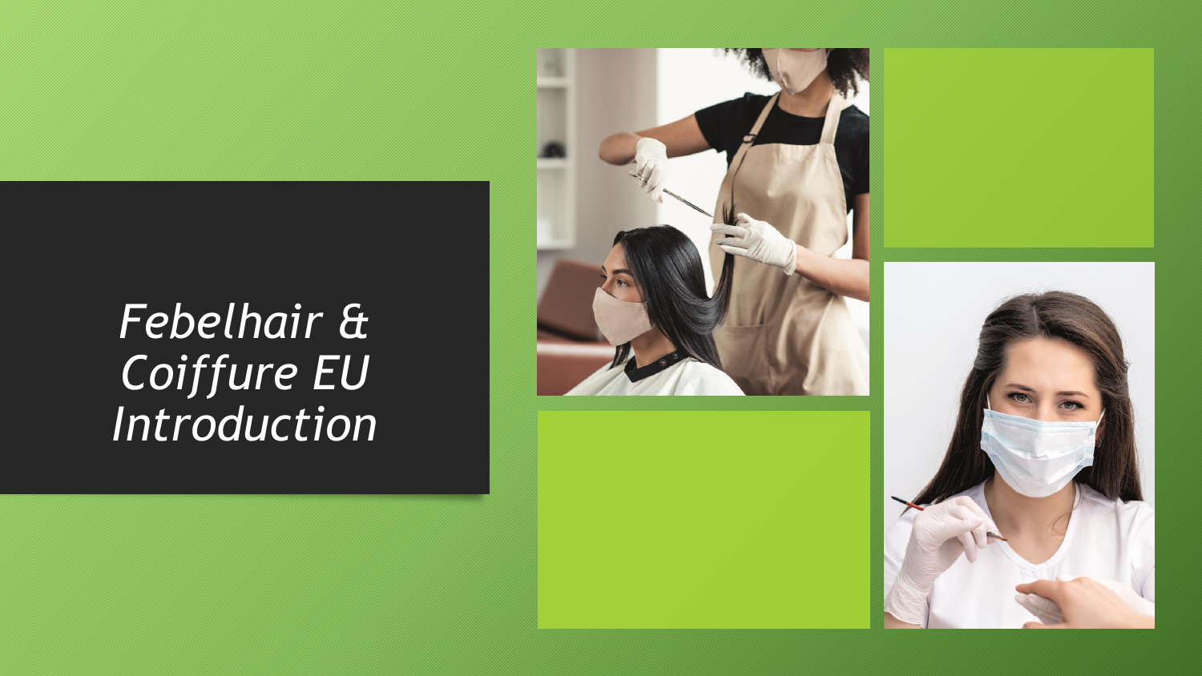# *Febelhair & Coiffure EU Introduction*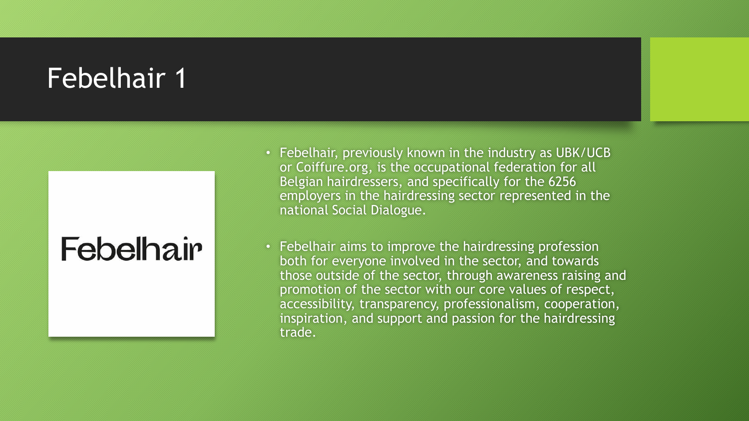# Febelhair 1

Febelhair

- Febelhair, previously known in the industry as UBK/UCB or Coiffure.org, is the occupational federation for all Belgian hairdressers, and specifically for the 6256 employers in the hairdressing sector represented in the national Social Dialogue.
- Febelhair aims to improve the hairdressing profession both for everyone involved in the sector, and towards those outside of the sector, through awareness raising and promotion of the sector with our core values of respect, accessibility, transparency, professionalism, cooperation, inspiration, and support and passion for the hairdressing trade.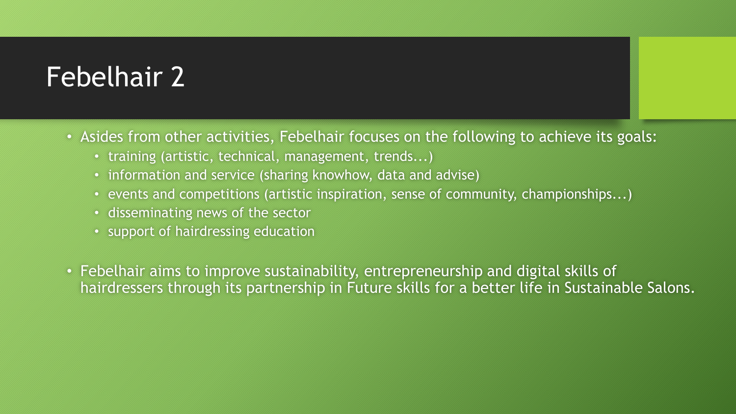# Febelhair 2

- Asides from other activities, Febelhair focuses on the following to achieve its goals:
  - training (artistic, technical, management, trends...)
  - information and service (sharing knowhow, data and advise)
  - events and competitions (artistic inspiration, sense of community, championships...)
  - disseminating news of the sector
  - support of hairdressing education
- Febelhair aims to improve sustainability, entrepreneurship and digital skills of hairdressers through its partnership in Future skills for a better life in Sustainable Salons.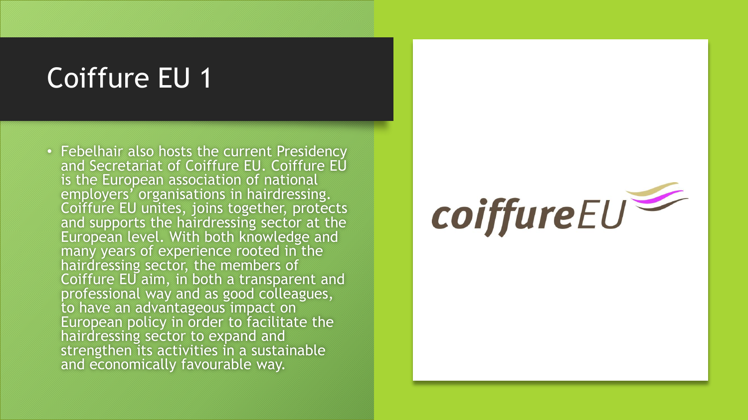# Coiffure EU 1

- Febelhair also hosts the current Presidency and Secretariat of Coiffure EU. Coiffure EU is the European association of national employers' organisations in hairdressing. Coiffure EU unites, joins together, protects and supports the hairdressing sector at the European level. With both knowledge and many years of experience rooted in the hairdressing sector, the members of Coiffure EU aim, in both a transparent and professional way and as good colleagues, to have an advantageous impact on European policy in order to facilitate the hairdressing sector to expand and strengthen its activities in a sustainable and economically favourable way.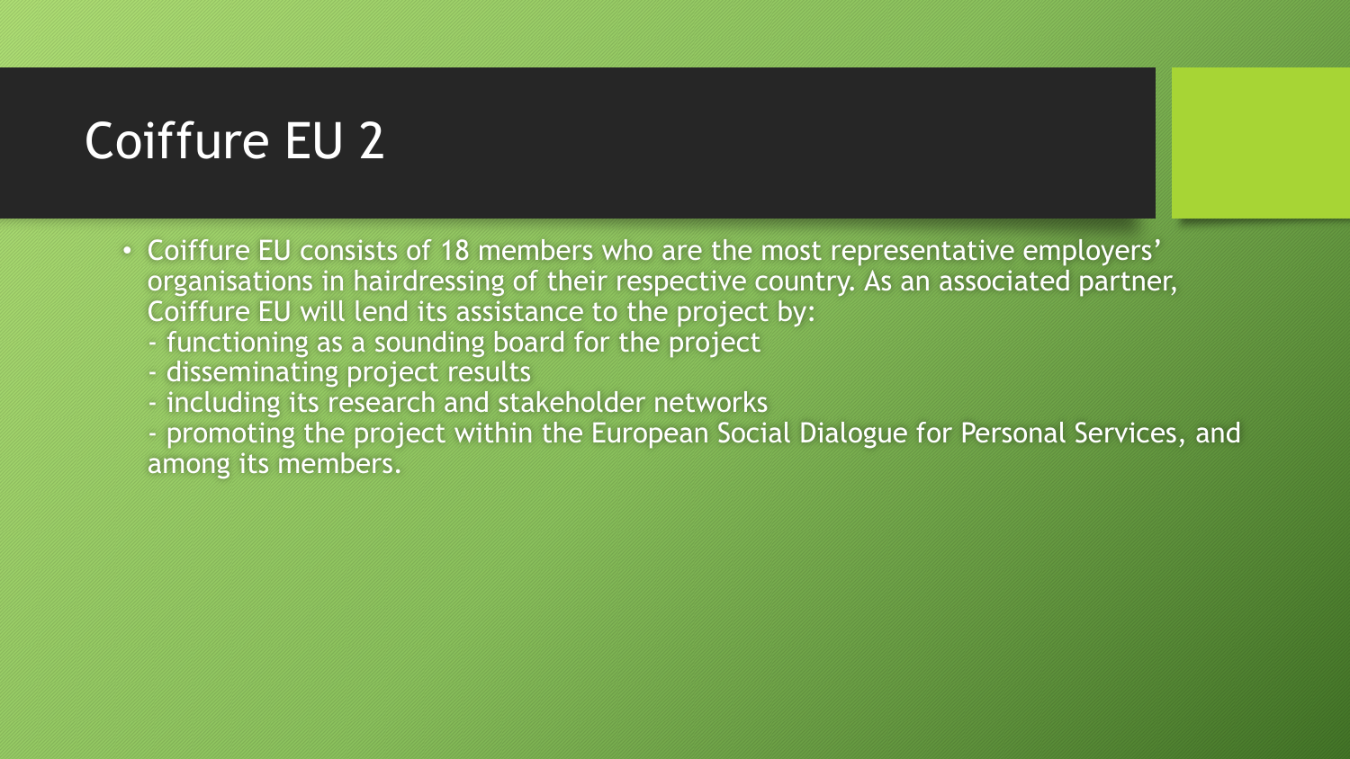# Coiffure EU 2

- Coiffure EU consists of 18 members who are the most representative employers' organisations in hairdressing of their respective country. As an associated partner, Coiffure EU will lend its assistance to the project by:
  - functioning as a sounding board for the project
  - disseminating project results
  - including its research and stakeholder networks
  - promoting the project within the European Social Dialogue for Personal Services, and among its members.